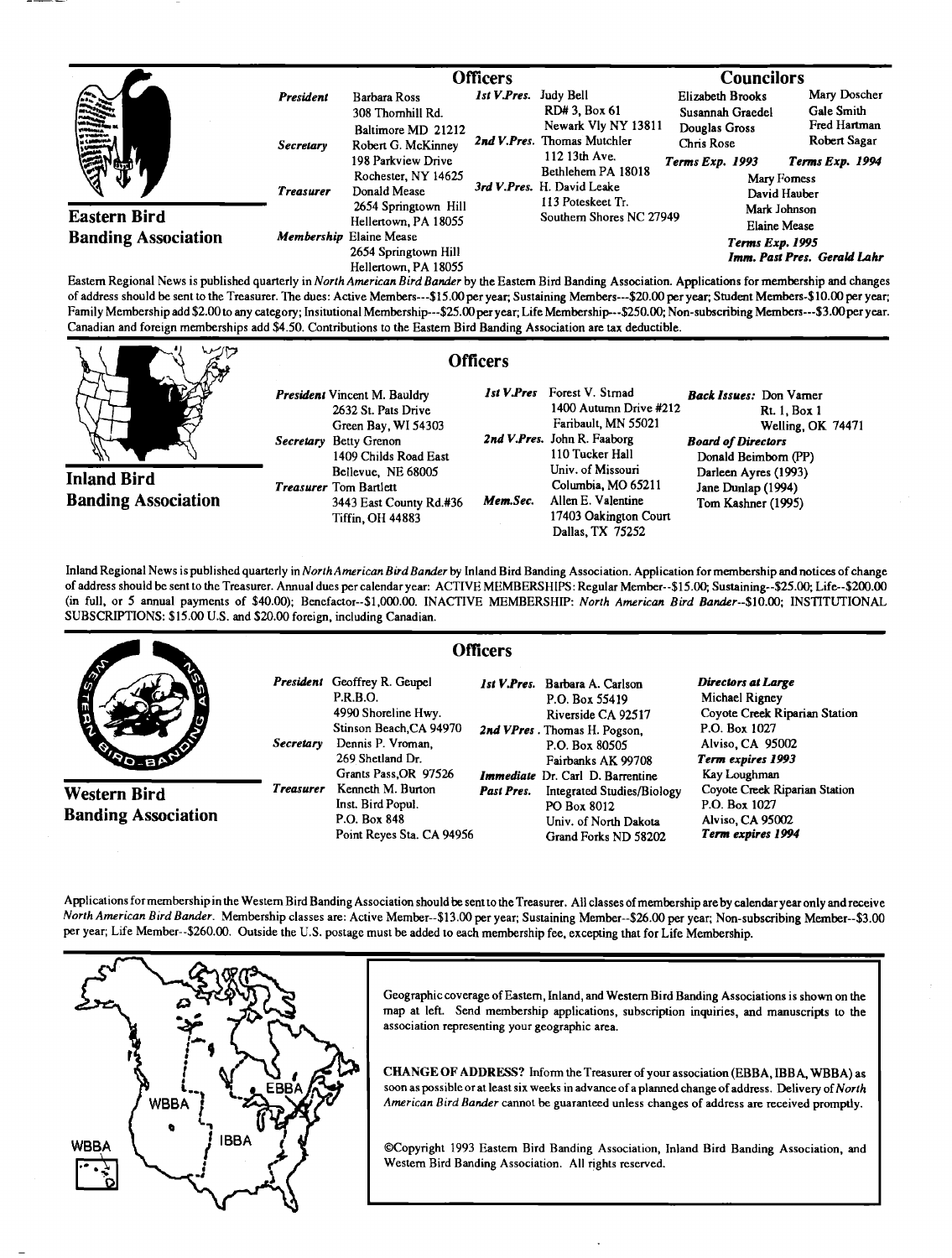## Eastern Bird Banding Association

### Officers

**President** Barbara Ross, 308 Thornhill Rd., Baltimore MD 21212

**Secretary** Robert G. McKinney, 198 Parkview Drive, Rochester, NY 14625

**Treasurer** Donald Mease, 2654 Springtown Hill, Hellertown, PA 18055

**Membership** Elaine Mease, 2654 Springtown Hill, Hellertown, PA 18055

**1st V.Pres.** Judy Bell, RD# 3, Box 61, Newark Vly NY 13811

**2nd V.Pres.** Thomas Mutchler, 112 13th Ave., Bethlehem PA 18018

**3rd V.Pres.** H. David Leake, 113 Poteskeet Tr., Southern Shores NC 27949

### Councilors

*Terms Exp. 1993*: Elizabeth Brooks, Susannah Graedel, Douglas Gross, Chris Rose

*Terms Exp. 1994*: Mary Doscher, Gale Smith, Fred Hartman, Robert Sagar

*Terms Exp. 1995*: Mary Forness, David Hauber, Mark Johnson, Elaine Mease

*Imm. Past Pres.* Gerald Lahr

Eastern Regional News is published quarterly in *North American Bird Bander* by the Eastern Bird Banding Association. Applications for membership and changes of address should be sent to the Treasurer. The dues: Active Members---$15.00 per year; Sustaining Members---$20.00 per year; Student Members-$10.00 per year; Family Membership add $2.00 to any category; Insitutional Membership---$25.00 per year; Life Membership---$250.00; Non-subscribing Members---$3.00 per year. Canadian and foreign memberships add $4.50. Contributions to the Eastern Bird Banding Association are tax deductible.

## Inland Bird Banding Association

### Officers

**President** Vincent M. Bauldry, 2632 St. Pats Drive, Green Bay, WI 54303

**Secretary** Betty Grenon, 1409 Childs Road East, Bellevue, NE 68005

**Treasurer** Tom Bartlett, 3443 East County Rd.#36, Tiffin, OH 44883

**1st V.Pres** Forest V. Strnad, 1400 Autumn Drive #212, Faribault, MN 55021

**2nd V.Pres.** John R. Faaborg, 110 Tucker Hall, Univ. of Missouri, Columbia, MO 65211

**Mem.Sec.** Allen E. Valentine, 17403 Oakington Court, Dallas, TX 75252

**Back Issues:** Don Varner, Rt. 1, Box 1, Welling, OK 74471

**Board of Directors**
- Donald Beimborn (PP)
- Darleen Ayres (1993)
- Jane Dunlap (1994)
- Tom Kashner (1995)

Inland Regional News is published quarterly in *North American Bird Bander* by Inland Bird Banding Association. Application for membership and notices of change of address should be sent to the Treasurer. Annual dues per calendar year: ACTIVE MEMBERSHIPS: Regular Member--$15.00; Sustaining--$25.00; Life--$200.00 (in full, or 5 annual payments of $40.00); Benefactor--$1,000.00. INACTIVE MEMBERSHIP: *North American Bird Bander*--$10.00; INSTITUTIONAL SUBSCRIPTIONS: $15.00 U.S. and $20.00 foreign, including Canadian.

## Western Bird Banding Association

### Officers

**President** Geoffrey R. Geupel, P.R.B.O., 4990 Shoreline Hwy., Stinson Beach, CA 94970

**Secretary** Dennis P. Vroman, 269 Shetland Dr., Grants Pass, OR 97526

**Treasurer** Kenneth M. Burton, Inst. Bird Popul., P.O. Box 848, Point Reyes Sta. CA 94956

**1st V.Pres.** Barbara A. Carlson, P.O. Box 55419, Riverside CA 92517

**2nd VPres.** Thomas H. Pogson, P.O. Box 80505, Fairbanks AK 99708

**Immediate Past Pres.** Dr. Carl D. Barrentine, Integrated Studies/Biology, PO Box 8012, Univ. of North Dakota, Grand Forks ND 58202

**Directors at Large**
- Michael Rigney, Coyote Creek Riparian Station, P.O. Box 1027, Alviso, CA 95002 — *Term expires 1993*
- Kay Loughman, Coyote Creek Riparian Station, P.O. Box 1027, Alviso, CA 95002 — *Term expires 1994*

Applications for membership in the Western Bird Banding Association should be sent to the Treasurer. All classes of membership are by calendar year only and receive *North American Bird Bander*. Membership classes are: Active Member--$13.00 per year; Sustaining Member--$26.00 per year; Non-subscribing Member--$3.00 per year; Life Member--$260.00. Outside the U.S. postage must be added to each membership fee, excepting that for Life Membership.

WBBA | EBBA | IBBA | WBBA

Geographic coverage of Eastern, Inland, and Western Bird Banding Associations is shown on the map at left. Send membership applications, subscription inquiries, and manuscripts to the association representing your geographic area.

**CHANGE OF ADDRESS?** Inform the Treasurer of your association (EBBA, IBBA, WBBA) as soon as possible or at least six weeks in advance of a planned change of address. Delivery of *North American Bird Bander* cannot be guaranteed unless changes of address are received promptly.

©Copyright 1993 Eastern Bird Banding Association, Inland Bird Banding Association, and Western Bird Banding Association. All rights reserved.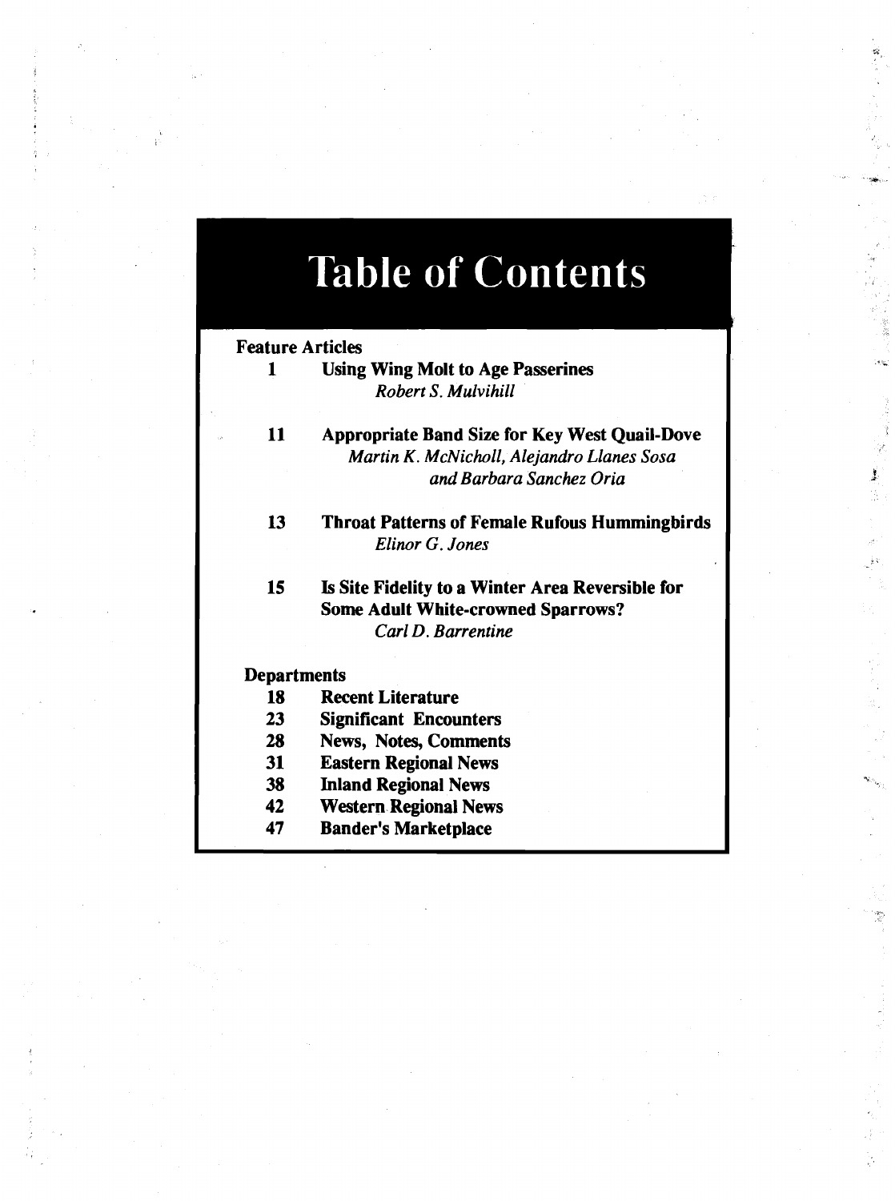# Table of Contents

**Feature Articles**

**1** **Using Wing Molt to Age Passerines**
*Robert S. Mulvihill*

**11** **Appropriate Band Size for Key West Quail-Dove**
*Martin K. McNicholl, Alejandro Llanes Sosa and Barbara Sanchez Oria*

**13** **Throat Patterns of Female Rufous Hummingbirds**
*Elinor G. Jones*

**15** **Is Site Fidelity to a Winter Area Reversible for Some Adult White-crowned Sparrows?**
*Carl D. Barrentine*

**Departments**

**18** **Recent Literature**
**23** **Significant Encounters**
**28** **News, Notes, Comments**
**31** **Eastern Regional News**
**38** **Inland Regional News**
**42** **Western Regional News**
**47** **Bander's Marketplace**